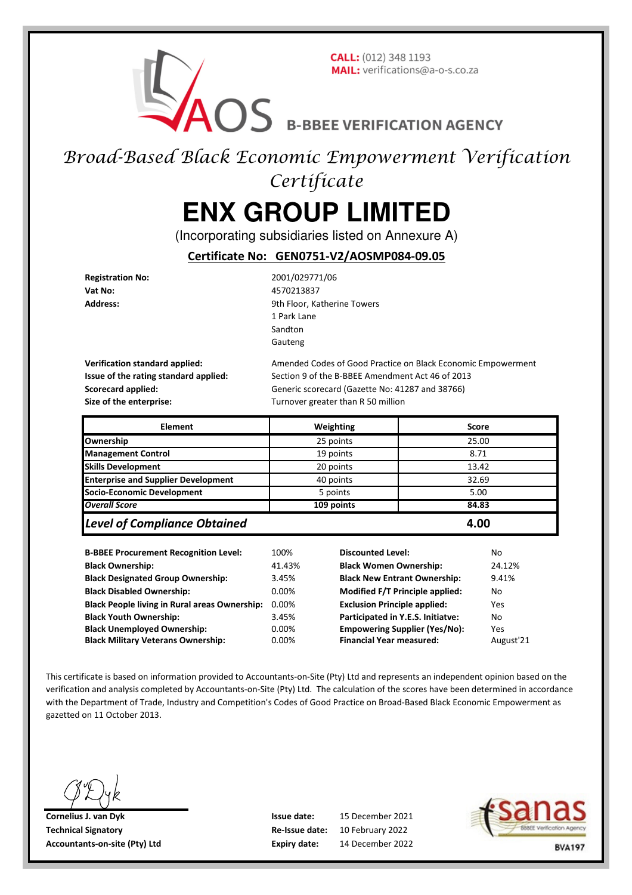**CALL:** (012) 348 1193
**MAIL:** verifications@a-o-s.co.za

AOS **B-BBEE VERIFICATION AGENCY**

# *Broad-Based Black Economic Empowerment Verification Certificate*

# ENX GROUP LIMITED

(Incorporating subsidiaries listed on Annexure A)

## Certificate No: GEN0751-V2/AOSMP084-09.05

| | |
|---|---|
| **Registration No:** | 2001/029771/06 |
| **Vat No:** | 4570213837 |
| **Address:** | 9th Floor, Katherine Towers<br>1 Park Lane<br>Sandton<br>Gauteng |

| | |
|---|---|
| **Verification standard applied:** | Amended Codes of Good Practice on Black Economic Empowerment |
| **Issue of the rating standard applied:** | Section 9 of the B-BBEE Amendment Act 46 of 2013 |
| **Scorecard applied:** | Generic scorecard (Gazette No: 41287 and 38766) |
| **Size of the enterprise:** | Turnover greater than R 50 million |

| Element | Weighting | Score |
|---|---|---|
| **Ownership** | 25 points | 25.00 |
| **Management Control** | 19 points | 8.71 |
| **Skills Development** | 20 points | 13.42 |
| **Enterprise and Supplier Development** | 40 points | 32.69 |
| **Socio-Economic Development** | 5 points | 5.00 |
| ***Overall Score*** | **109 points** | **84.83** |
| ***Level of Compliance Obtained*** | | **4.00** |

| | | | |
|---|---|---|---|
| **B-BBEE Procurement Recognition Level:** | 100% | **Discounted Level:** | No |
| **Black Ownership:** | 41.43% | **Black Women Ownership:** | 24.12% |
| **Black Designated Group Ownership:** | 3.45% | **Black New Entrant Ownership:** | 9.41% |
| **Black Disabled Ownership:** | 0.00% | **Modified F/T Principle applied:** | No |
| **Black People living in Rural areas Ownership:** | 0.00% | **Exclusion Principle applied:** | Yes |
| **Black Youth Ownership:** | 3.45% | **Participated in Y.E.S. Initiatve:** | No |
| **Black Unemployed Ownership:** | 0.00% | **Empowering Supplier (Yes/No):** | Yes |
| **Black Military Veterans Ownership:** | 0.00% | **Financial Year measured:** | August'21 |

This certificate is based on information provided to Accountants-on-Site (Pty) Ltd and represents an independent opinion based on the verification and analysis completed by Accountants-on-Site (Pty) Ltd. The calculation of the scores have been determined in accordance with the Department of Trade, Industry and Competition's Codes of Good Practice on Broad-Based Black Economic Empowerment as gazetted on 11 October 2013.

**Cornelius J. van Dyk**
**Technical Signatory**
**Accountants-on-site (Pty) Ltd**

| | |
|---|---|
| **Issue date:** | 15 December 2021 |
| **Re-Issue date:** | 10 February 2022 |
| **Expiry date:** | 14 December 2022 |

sanas B-BBEE Verification Agency
**BVA197**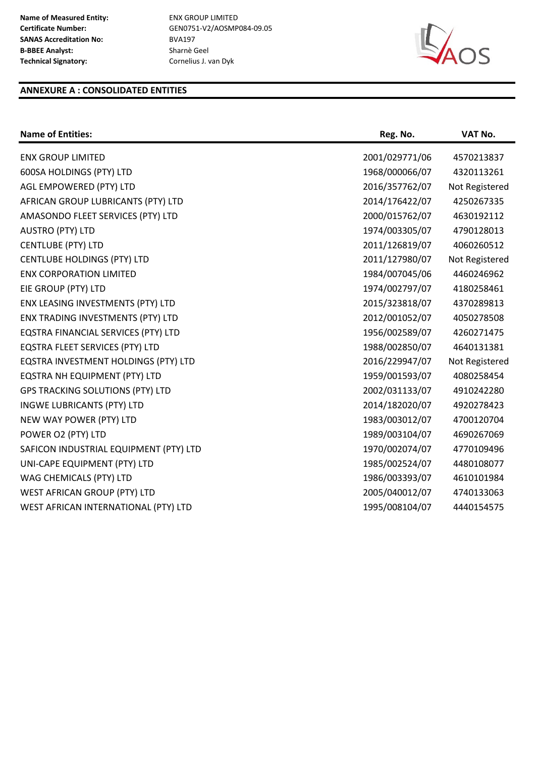**Name of Measured Entity:** ENX GROUP LIMITED
**Certificate Number:** GEN0751-V2/AOSMP084-09.05
**SANAS Accreditation No:** BVA197
**B-BBEE Analyst:** Sharnè Geel
**Technical Signatory:** Cornelius J. van Dyk

## ANNEXURE A : CONSOLIDATED ENTITIES

| Name of Entities: | Reg. No. | VAT No. |
|---|---|---|
| ENX GROUP LIMITED | 2001/029771/06 | 4570213837 |
| 600SA HOLDINGS (PTY) LTD | 1968/000066/07 | 4320113261 |
| AGL EMPOWERED (PTY) LTD | 2016/357762/07 | Not Registered |
| AFRICAN GROUP LUBRICANTS (PTY) LTD | 2014/176422/07 | 4250267335 |
| AMASONDO FLEET SERVICES (PTY) LTD | 2000/015762/07 | 4630192112 |
| AUSTRO (PTY) LTD | 1974/003305/07 | 4790128013 |
| CENTLUBE (PTY) LTD | 2011/126819/07 | 4060260512 |
| CENTLUBE HOLDINGS (PTY) LTD | 2011/127980/07 | Not Registered |
| ENX CORPORATION LIMITED | 1984/007045/06 | 4460246962 |
| EIE GROUP (PTY) LTD | 1974/002797/07 | 4180258461 |
| ENX LEASING INVESTMENTS (PTY) LTD | 2015/323818/07 | 4370289813 |
| ENX TRADING INVESTMENTS (PTY) LTD | 2012/001052/07 | 4050278508 |
| EQSTRA FINANCIAL SERVICES (PTY) LTD | 1956/002589/07 | 4260271475 |
| EQSTRA FLEET SERVICES (PTY) LTD | 1988/002850/07 | 4640131381 |
| EQSTRA INVESTMENT HOLDINGS (PTY) LTD | 2016/229947/07 | Not Registered |
| EQSTRA NH EQUIPMENT (PTY) LTD | 1959/001593/07 | 4080258454 |
| GPS TRACKING SOLUTIONS (PTY) LTD | 2002/031133/07 | 4910242280 |
| INGWE LUBRICANTS (PTY) LTD | 2014/182020/07 | 4920278423 |
| NEW WAY POWER (PTY) LTD | 1983/003012/07 | 4700120704 |
| POWER O2 (PTY) LTD | 1989/003104/07 | 4690267069 |
| SAFICON INDUSTRIAL EQUIPMENT (PTY) LTD | 1970/002074/07 | 4770109496 |
| UNI-CAPE EQUIPMENT (PTY) LTD | 1985/002524/07 | 4480108077 |
| WAG CHEMICALS (PTY) LTD | 1986/003393/07 | 4610101984 |
| WEST AFRICAN GROUP (PTY) LTD | 2005/040012/07 | 4740133063 |
| WEST AFRICAN INTERNATIONAL (PTY) LTD | 1995/008104/07 | 4440154575 |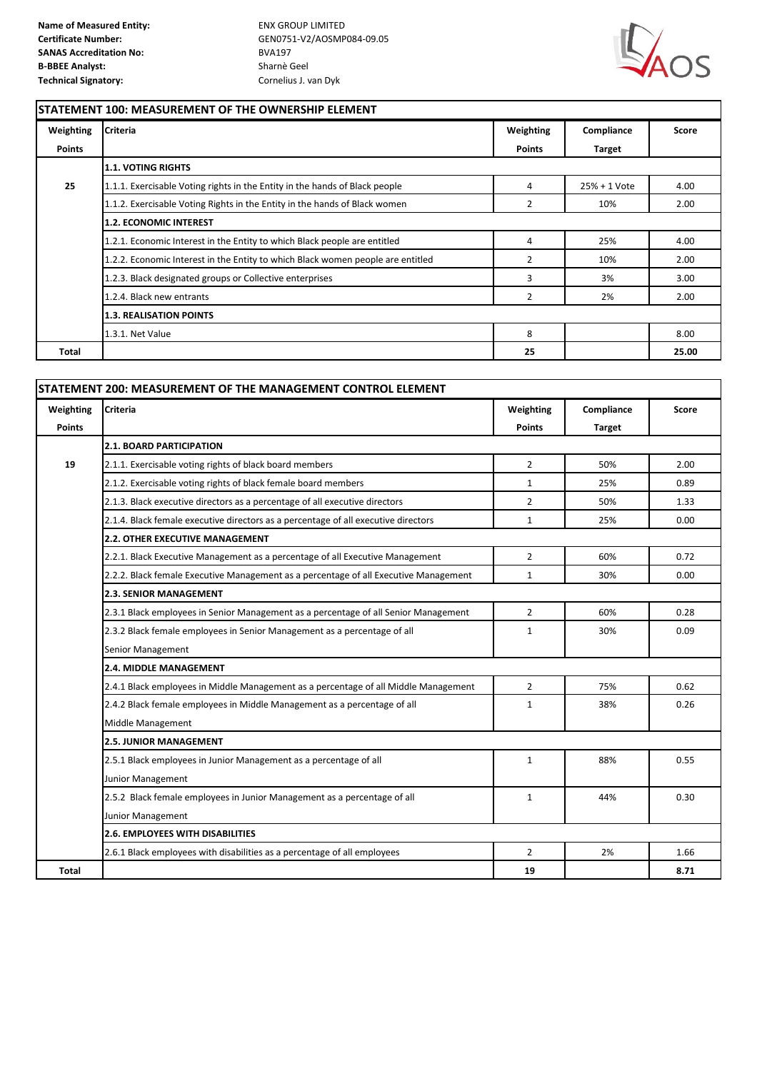**Name of Measured Entity:** ENX GROUP LIMITED
**Certificate Number:** GEN0751-V2/AOSMP084-09.05
**SANAS Accreditation No:** BVA197
**B-BBEE Analyst:** Sharnè Geel
**Technical Signatory:** Cornelius J. van Dyk

## STATEMENT 100: MEASUREMENT OF THE OWNERSHIP ELEMENT

| Weighting Points | Criteria | Weighting Points | Compliance Target | Score |
|---|---|---|---|---|
| | **1.1. VOTING RIGHTS** | | | |
| 25 | 1.1.1. Exercisable Voting rights in the Entity in the hands of Black people | 4 | 25% + 1 Vote | 4.00 |
| | 1.1.2. Exercisable Voting Rights in the Entity in the hands of Black women | 2 | 10% | 2.00 |
| | **1.2. ECONOMIC INTEREST** | | | |
| | 1.2.1. Economic Interest in the Entity to which Black people are entitled | 4 | 25% | 4.00 |
| | 1.2.2. Economic Interest in the Entity to which Black women people are entitled | 2 | 10% | 2.00 |
| | 1.2.3. Black designated groups or Collective enterprises | 3 | 3% | 3.00 |
| | 1.2.4. Black new entrants | 2 | 2% | 2.00 |
| | **1.3. REALISATION POINTS** | | | |
| | 1.3.1. Net Value | 8 | | 8.00 |
| **Total** | | **25** | | **25.00** |

## STATEMENT 200: MEASUREMENT OF THE MANAGEMENT CONTROL ELEMENT

| Weighting Points | Criteria | Weighting Points | Compliance Target | Score |
|---|---|---|---|---|
| | **2.1. BOARD PARTICIPATION** | | | |
| 19 | 2.1.1. Exercisable voting rights of black board members | 2 | 50% | 2.00 |
| | 2.1.2. Exercisable voting rights of black female board members | 1 | 25% | 0.89 |
| | 2.1.3. Black executive directors as a percentage of all executive directors | 2 | 50% | 1.33 |
| | 2.1.4. Black female executive directors as a percentage of all executive directors | 1 | 25% | 0.00 |
| | **2.2. OTHER EXECUTIVE MANAGEMENT** | | | |
| | 2.2.1. Black Executive Management as a percentage of all Executive Management | 2 | 60% | 0.72 |
| | 2.2.2. Black female Executive Management as a percentage of all Executive Management | 1 | 30% | 0.00 |
| | **2.3. SENIOR MANAGEMENT** | | | |
| | 2.3.1 Black employees in Senior Management as a percentage of all Senior Management | 2 | 60% | 0.28 |
| | 2.3.2 Black female employees in Senior Management as a percentage of all Senior Management | 1 | 30% | 0.09 |
| | **2.4. MIDDLE MANAGEMENT** | | | |
| | 2.4.1 Black employees in Middle Management as a percentage of all Middle Management | 2 | 75% | 0.62 |
| | 2.4.2 Black female employees in Middle Management as a percentage of all Middle Management | 1 | 38% | 0.26 |
| | **2.5. JUNIOR MANAGEMENT** | | | |
| | 2.5.1 Black employees in Junior Management as a percentage of all Junior Management | 1 | 88% | 0.55 |
| | 2.5.2 Black female employees in Junior Management as a percentage of all Junior Management | 1 | 44% | 0.30 |
| | **2.6. EMPLOYEES WITH DISABILITIES** | | | |
| | 2.6.1 Black employees with disabilities as a percentage of all employees | 2 | 2% | 1.66 |
| **Total** | | **19** | | **8.71** |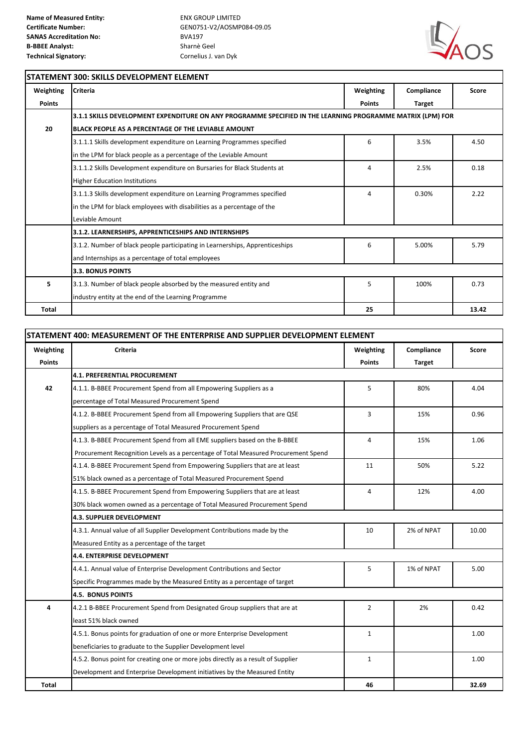**Name of Measured Entity:** ENX GROUP LIMITED
**Certificate Number:** GEN0751-V2/AOSMP084-09.05
**SANAS Accreditation No:** BVA197
**B-BBEE Analyst:** Sharnè Geel
**Technical Signatory:** Cornelius J. van Dyk

## STATEMENT 300: SKILLS DEVELOPMENT ELEMENT

| Weighting Points | Criteria | Weighting Points | Compliance Target | Score |
|---|---|---|---|---|
| 20 | **3.1.1 SKILLS DEVELOPMENT EXPENDITURE ON ANY PROGRAMME SPECIFIED IN THE LEARNING PROGRAMME MATRIX (LPM) FOR BLACK PEOPLE AS A PERCENTAGE OF THE LEVIABLE AMOUNT** | | | |
| | 3.1.1.1 Skills development expenditure on Learning Programmes specified in the LPM for black people as a percentage of the Leviable Amount | 6 | 3.5% | 4.50 |
| | 3.1.1.2 Skills Development expenditure on Bursaries for Black Students at Higher Education Institutions | 4 | 2.5% | 0.18 |
| | 3.1.1.3 Skills development expenditure on Learning Programmes specified in the LPM for black employees with disabilities as a percentage of the Leviable Amount | 4 | 0.30% | 2.22 |
| | **3.1.2. LEARNERSHIPS, APPRENTICESHIPS AND INTERNSHIPS** | | | |
| | 3.1.2. Number of black people participating in Learnerships, Apprenticeships and Internships as a percentage of total employees | 6 | 5.00% | 5.79 |
| | **3.3. BONUS POINTS** | | | |
| 5 | 3.1.3. Number of black people absorbed by the measured entity and industry entity at the end of the Learning Programme | 5 | 100% | 0.73 |
| **Total** | | **25** | | **13.42** |

## STATEMENT 400: MEASUREMENT OF THE ENTERPRISE AND SUPPLIER DEVELOPMENT ELEMENT

| Weighting Points | Criteria | Weighting Points | Compliance Target | Score |
|---|---|---|---|---|
| | **4.1. PREFERENTIAL PROCUREMENT** | | | |
| 42 | 4.1.1. B-BBEE Procurement Spend from all Empowering Suppliers as a percentage of Total Measured Procurement Spend | 5 | 80% | 4.04 |
| | 4.1.2. B-BBEE Procurement Spend from all Empowering Suppliers that are QSE suppliers as a percentage of Total Measured Procurement Spend | 3 | 15% | 0.96 |
| | 4.1.3. B-BBEE Procurement Spend from all EME suppliers based on the B-BBEE Procurement Recognition Levels as a percentage of Total Measured Procurement Spend | 4 | 15% | 1.06 |
| | 4.1.4. B-BBEE Procurement Spend from Empowering Suppliers that are at least 51% black owned as a percentage of Total Measured Procurement Spend | 11 | 50% | 5.22 |
| | 4.1.5. B-BBEE Procurement Spend from Empowering Suppliers that are at least 30% black women owned as a percentage of Total Measured Procurement Spend | 4 | 12% | 4.00 |
| | **4.3. SUPPLIER DEVELOPMENT** | | | |
| | 4.3.1. Annual value of all Supplier Development Contributions made by the Measured Entity as a percentage of the target | 10 | 2% of NPAT | 10.00 |
| | **4.4. ENTERPRISE DEVELOPMENT** | | | |
| | 4.4.1. Annual value of Enterprise Development Contributions and Sector Specific Programmes made by the Measured Entity as a percentage of target | 5 | 1% of NPAT | 5.00 |
| | **4.5. BONUS POINTS** | | | |
| 4 | 4.2.1 B-BBEE Procurement Spend from Designated Group suppliers that are at least 51% black owned | 2 | 2% | 0.42 |
| | 4.5.1. Bonus points for graduation of one or more Enterprise Development beneficiaries to graduate to the Supplier Development level | 1 | | 1.00 |
| | 4.5.2. Bonus point for creating one or more jobs directly as a result of Supplier Development and Enterprise Development initiatives by the Measured Entity | 1 | | 1.00 |
| **Total** | | **46** | | **32.69** |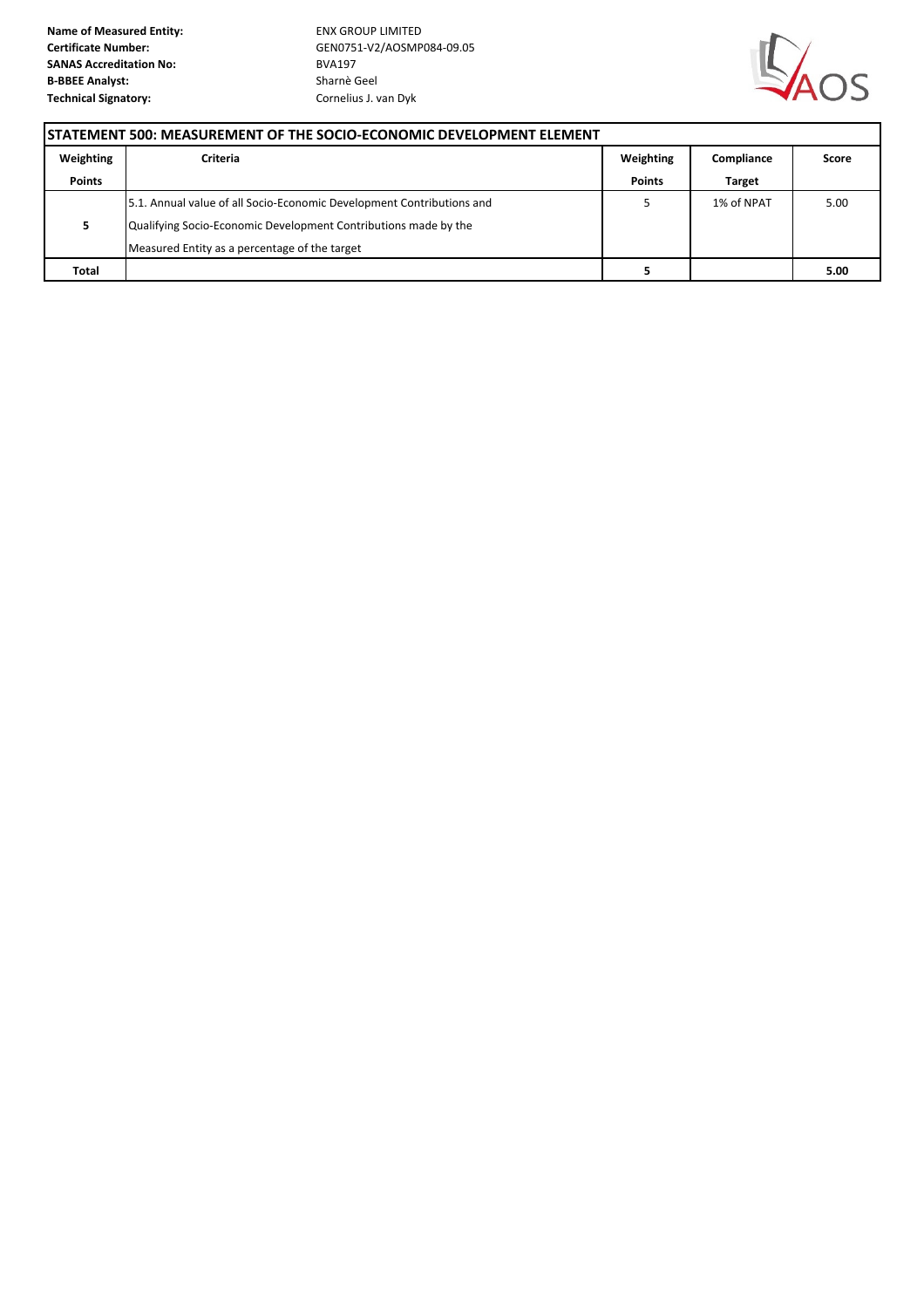**Name of Measured Entity:** ENX GROUP LIMITED
**Certificate Number:** GEN0751-V2/AOSMP084-09.05
**SANAS Accreditation No:** BVA197
**B-BBEE Analyst:** Sharnè Geel
**Technical Signatory:** Cornelius J. van Dyk

## STATEMENT 500: MEASUREMENT OF THE SOCIO-ECONOMIC DEVELOPMENT ELEMENT

| Weighting Points | Criteria | Weighting Points | Compliance Target | Score |
|---|---|---|---|---|
| 5 | 5.1. Annual value of all Socio-Economic Development Contributions and Qualifying Socio-Economic Development Contributions made by the Measured Entity as a percentage of the target | 5 | 1% of NPAT | 5.00 |
| **Total** | | **5** | | **5.00** |